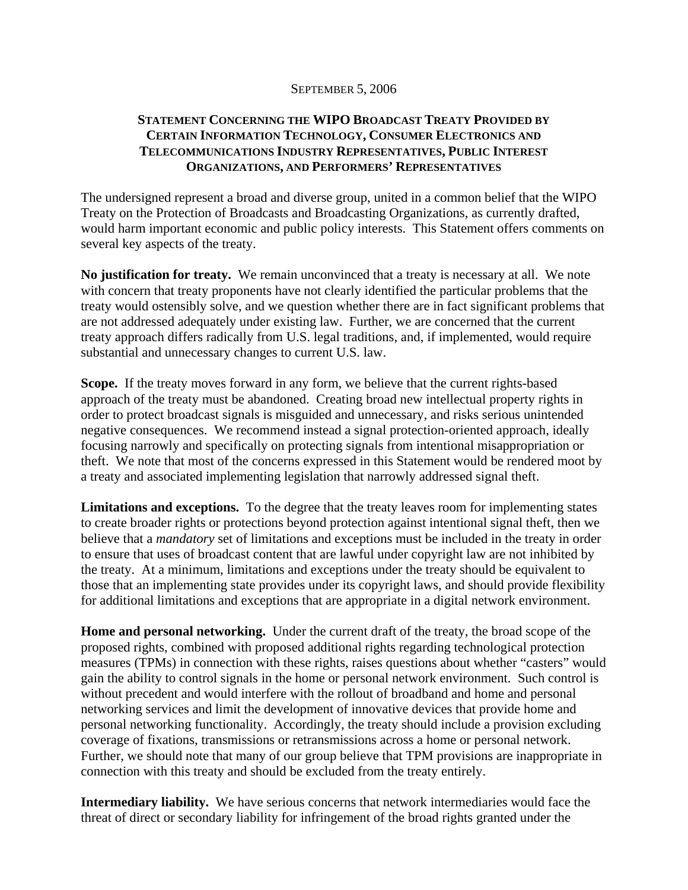SEPTEMBER 5, 2006

## STATEMENT CONCERNING THE WIPO BROADCAST TREATY PROVIDED BY CERTAIN INFORMATION TECHNOLOGY, CONSUMER ELECTRONICS AND TELECOMMUNICATIONS INDUSTRY REPRESENTATIVES, PUBLIC INTEREST ORGANIZATIONS, AND PERFORMERS' REPRESENTATIVES

The undersigned represent a broad and diverse group, united in a common belief that the WIPO Treaty on the Protection of Broadcasts and Broadcasting Organizations, as currently drafted, would harm important economic and public policy interests. This Statement offers comments on several key aspects of the treaty.

**No justification for treaty.** We remain unconvinced that a treaty is necessary at all. We note with concern that treaty proponents have not clearly identified the particular problems that the treaty would ostensibly solve, and we question whether there are in fact significant problems that are not addressed adequately under existing law. Further, we are concerned that the current treaty approach differs radically from U.S. legal traditions, and, if implemented, would require substantial and unnecessary changes to current U.S. law.

**Scope.** If the treaty moves forward in any form, we believe that the current rights-based approach of the treaty must be abandoned. Creating broad new intellectual property rights in order to protect broadcast signals is misguided and unnecessary, and risks serious unintended negative consequences. We recommend instead a signal protection-oriented approach, ideally focusing narrowly and specifically on protecting signals from intentional misappropriation or theft. We note that most of the concerns expressed in this Statement would be rendered moot by a treaty and associated implementing legislation that narrowly addressed signal theft.

**Limitations and exceptions.** To the degree that the treaty leaves room for implementing states to create broader rights or protections beyond protection against intentional signal theft, then we believe that a *mandatory* set of limitations and exceptions must be included in the treaty in order to ensure that uses of broadcast content that are lawful under copyright law are not inhibited by the treaty. At a minimum, limitations and exceptions under the treaty should be equivalent to those that an implementing state provides under its copyright laws, and should provide flexibility for additional limitations and exceptions that are appropriate in a digital network environment.

**Home and personal networking.** Under the current draft of the treaty, the broad scope of the proposed rights, combined with proposed additional rights regarding technological protection measures (TPMs) in connection with these rights, raises questions about whether "casters" would gain the ability to control signals in the home or personal network environment. Such control is without precedent and would interfere with the rollout of broadband and home and personal networking services and limit the development of innovative devices that provide home and personal networking functionality. Accordingly, the treaty should include a provision excluding coverage of fixations, transmissions or retransmissions across a home or personal network. Further, we should note that many of our group believe that TPM provisions are inappropriate in connection with this treaty and should be excluded from the treaty entirely.

**Intermediary liability.** We have serious concerns that network intermediaries would face the threat of direct or secondary liability for infringement of the broad rights granted under the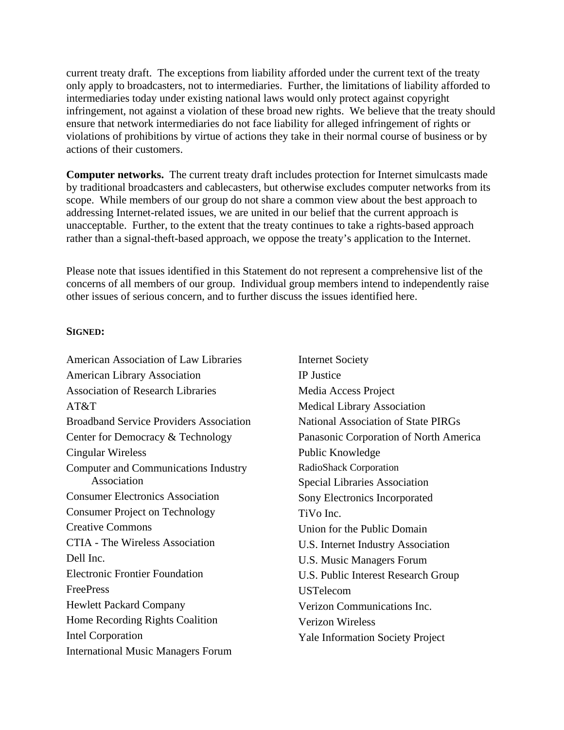current treaty draft. The exceptions from liability afforded under the current text of the treaty only apply to broadcasters, not to intermediaries. Further, the limitations of liability afforded to intermediaries today under existing national laws would only protect against copyright infringement, not against a violation of these broad new rights. We believe that the treaty should ensure that network intermediaries do not face liability for alleged infringement of rights or violations of prohibitions by virtue of actions they take in their normal course of business or by actions of their customers.

**Computer networks.** The current treaty draft includes protection for Internet simulcasts made by traditional broadcasters and cablecasters, but otherwise excludes computer networks from its scope. While members of our group do not share a common view about the best approach to addressing Internet-related issues, we are united in our belief that the current approach is unacceptable. Further, to the extent that the treaty continues to take a rights-based approach rather than a signal-theft-based approach, we oppose the treaty's application to the Internet.

Please note that issues identified in this Statement do not represent a comprehensive list of the concerns of all members of our group. Individual group members intend to independently raise other issues of serious concern, and to further discuss the issues identified here.

**SIGNED:**

American Association of Law Libraries
American Library Association
Association of Research Libraries
AT&T
Broadband Service Providers Association
Center for Democracy & Technology
Cingular Wireless
Computer and Communications Industry Association
Consumer Electronics Association
Consumer Project on Technology
Creative Commons
CTIA - The Wireless Association
Dell Inc.
Electronic Frontier Foundation
FreePress
Hewlett Packard Company
Home Recording Rights Coalition
Intel Corporation
International Music Managers Forum
Internet Society
IP Justice
Media Access Project
Medical Library Association
National Association of State PIRGs
Panasonic Corporation of North America
Public Knowledge
RadioShack Corporation
Special Libraries Association
Sony Electronics Incorporated
TiVo Inc.
Union for the Public Domain
U.S. Internet Industry Association
U.S. Music Managers Forum
U.S. Public Interest Research Group
USTelecom
Verizon Communications Inc.
Verizon Wireless
Yale Information Society Project